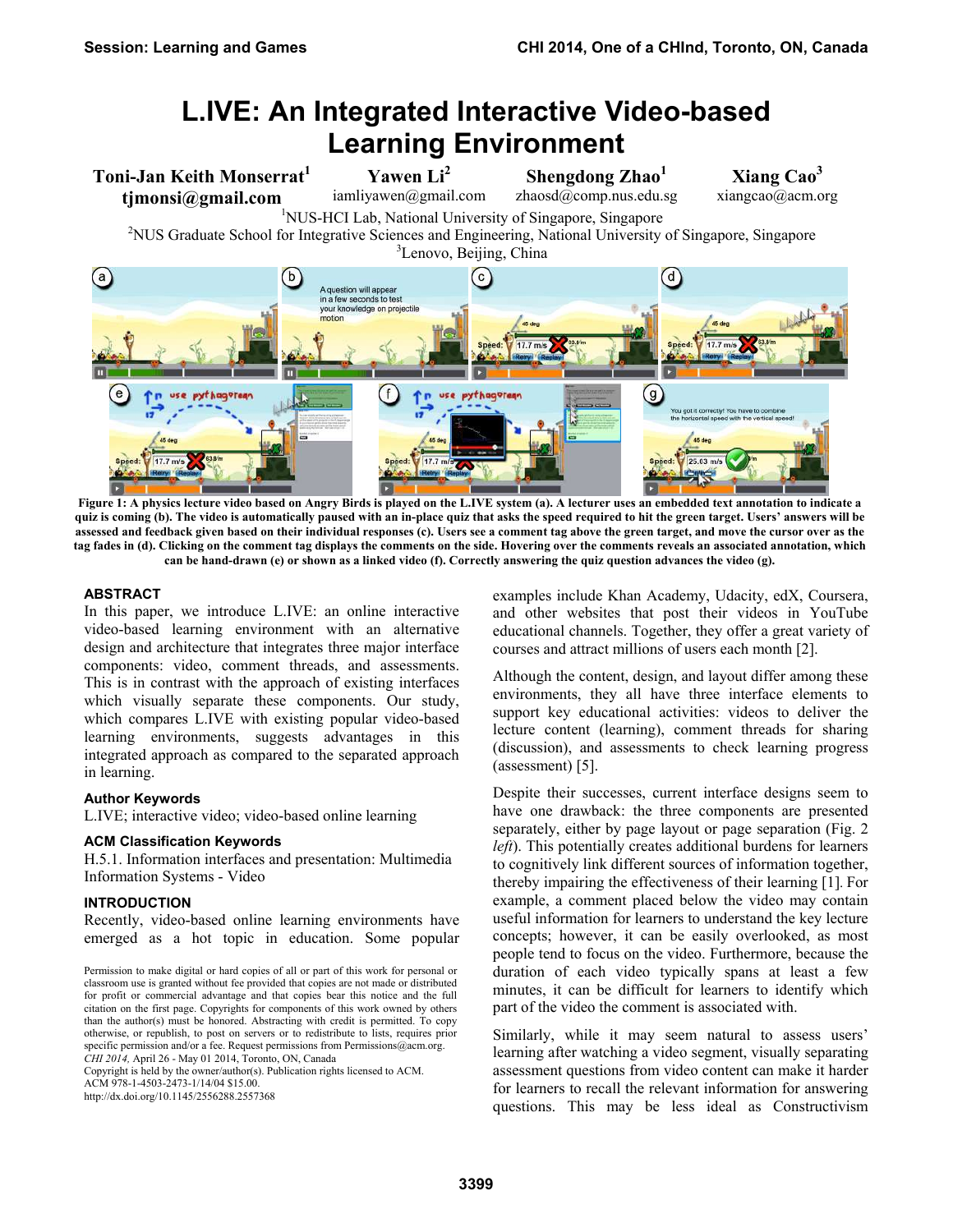# L.IVE: An Integrated Interactive Video-based Learning Environment

**Toni-Jan Keith Monserrat[1]**
**tjmonsi@gmail.com**

**Yawen Li[2]**
iamliyawen@gmail.com

**Shengdong Zhao[1]**
zhaosd@comp.nus.edu.sg

**Xiang Cao[3]**
xiangcao@acm.org

[1]NUS-HCI Lab, National University of Singapore, Singapore
[2]NUS Graduate School for Integrative Sciences and Engineering, National University of Singapore, Singapore
[3]Lenovo, Beijing, China

**Figure 1: A physics lecture video based on Angry Birds is played on the L.IVE system (a). A lecturer uses an embedded text annotation to indicate a quiz is coming (b). The video is automatically paused with an in-place quiz that asks the speed required to hit the green target. Users' answers will be assessed and feedback given based on their individual responses (c). Users see a comment tag above the green target, and move the cursor over as the tag fades in (d). Clicking on the comment tag displays the comments on the side. Hovering over the comments reveals an associated annotation, which can be hand-drawn (e) or shown as a linked video (f). Correctly answering the quiz question advances the video (g).**

## ABSTRACT

In this paper, we introduce L.IVE: an online interactive video-based learning environment with an alternative design and architecture that integrates three major interface components: video, comment threads, and assessments. This is in contrast with the approach of existing interfaces which visually separate these components. Our study, which compares L.IVE with existing popular video-based learning environments, suggests advantages in this integrated approach as compared to the separated approach in learning.

### Author Keywords

L.IVE; interactive video; video-based online learning

### ACM Classification Keywords

H.5.1. Information interfaces and presentation: Multimedia Information Systems - Video

## INTRODUCTION

Recently, video-based online learning environments have emerged as a hot topic in education. Some popular examples include Khan Academy, Udacity, edX, Coursera, and other websites that post their videos in YouTube educational channels. Together, they offer a great variety of courses and attract millions of users each month [2].

Although the content, design, and layout differ among these environments, they all have three interface elements to support key educational activities: videos to deliver the lecture content (learning), comment threads for sharing (discussion), and assessments to check learning progress (assessment) [5].

Despite their successes, current interface designs seem to have one drawback: the three components are presented separately, either by page layout or page separation (Fig. 2 *left*). This potentially creates additional burdens for learners to cognitively link different sources of information together, thereby impairing the effectiveness of their learning [1]. For example, a comment placed below the video may contain useful information for learners to understand the key lecture concepts; however, it can be easily overlooked, as most people tend to focus on the video. Furthermore, because the duration of each video typically spans at least a few minutes, it can be difficult for learners to identify which part of the video the comment is associated with.

Similarly, while it may seem natural to assess users' learning after watching a video segment, visually separating assessment questions from video content can make it harder for learners to recall the relevant information for answering questions. This may be less ideal as Constructivism

Permission to make digital or hard copies of all or part of this work for personal or classroom use is granted without fee provided that copies are not made or distributed for profit or commercial advantage and that copies bear this notice and the full citation on the first page. Copyrights for components of this work owned by others than the author(s) must be honored. Abstracting with credit is permitted. To copy otherwise, or republish, to post on servers or to redistribute to lists, requires prior specific permission and/or a fee. Request permissions from Permissions@acm.org.
*CHI 2014,* April 26 - May 01 2014, Toronto, ON, Canada
Copyright is held by the owner/author(s). Publication rights licensed to ACM.
ACM 978-1-4503-2473-1/14/04 $15.00.
http://dx.doi.org/10.1145/2556288.2557368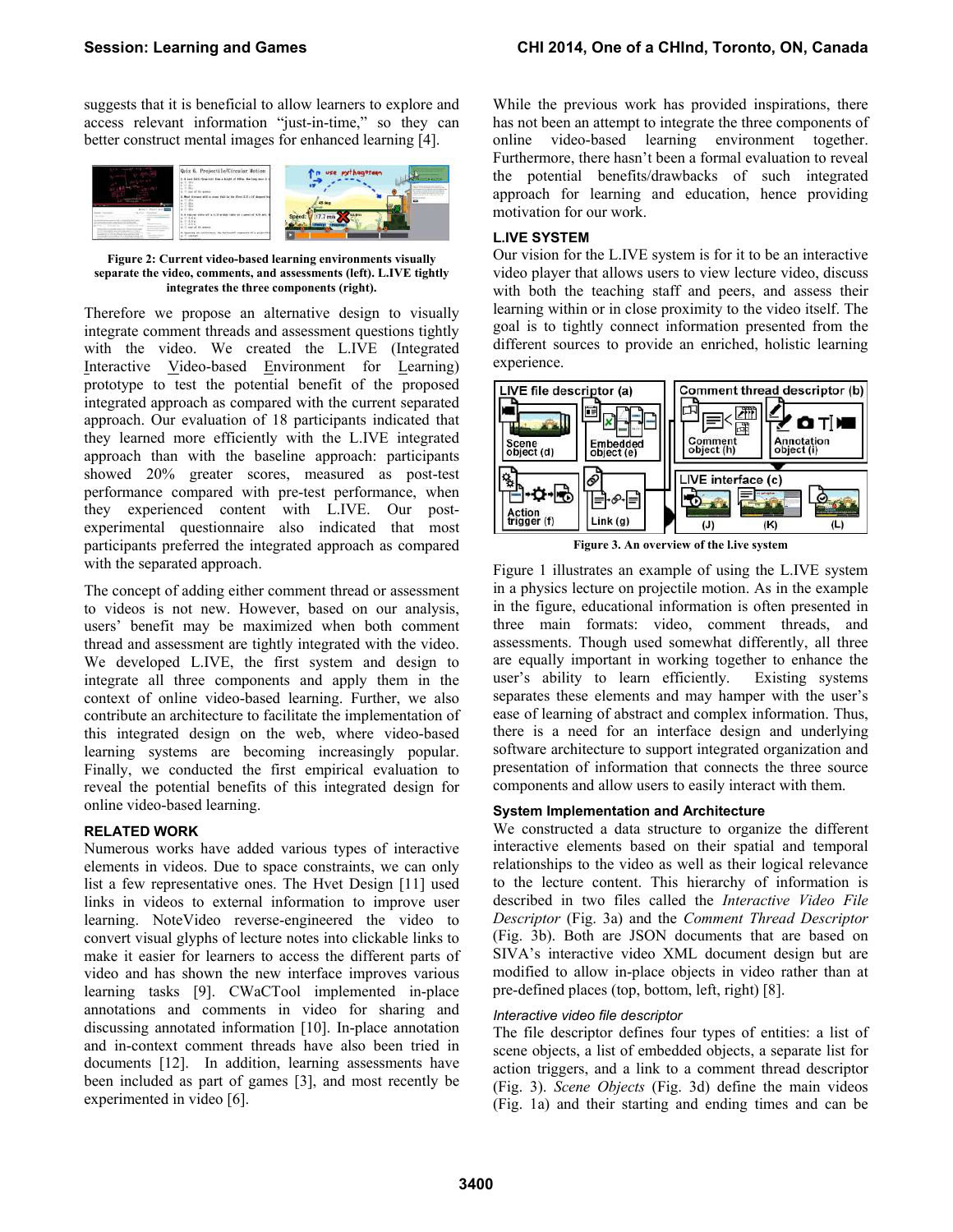suggests that it is beneficial to allow learners to explore and access relevant information "just-in-time," so they can better construct mental images for enhanced learning [4].

**Figure 2: Current video-based learning environments visually separate the video, comments, and assessments (left). L.IVE tightly integrates the three components (right).**

Therefore we propose an alternative design to visually integrate comment threads and assessment questions tightly with the video. We created the L.IVE (Integrated Interactive Video-based Environment for Learning) prototype to test the potential benefit of the proposed integrated approach as compared with the current separated approach. Our evaluation of 18 participants indicated that they learned more efficiently with the L.IVE integrated approach than with the baseline approach: participants showed 20% greater scores, measured as post-test performance compared with pre-test performance, when they experienced content with L.IVE. Our post-experimental questionnaire also indicated that most participants preferred the integrated approach as compared with the separated approach.

The concept of adding either comment thread or assessment to videos is not new. However, based on our analysis, users' benefit may be maximized when both comment thread and assessment are tightly integrated with the video. We developed L.IVE, the first system and design to integrate all three components and apply them in the context of online video-based learning. Further, we also contribute an architecture to facilitate the implementation of this integrated design on the web, where video-based learning systems are becoming increasingly popular. Finally, we conducted the first empirical evaluation to reveal the potential benefits of this integrated design for online video-based learning.

## RELATED WORK

Numerous works have added various types of interactive elements in videos. Due to space constraints, we can only list a few representative ones. The Hvet Design [11] used links in videos to external information to improve user learning. NoteVideo reverse-engineered the video to convert visual glyphs of lecture notes into clickable links to make it easier for learners to access the different parts of video and has shown the new interface improves various learning tasks [9]. CWaCTool implemented in-place annotations and comments in video for sharing and discussing annotated information [10]. In-place annotation and in-context comment threads have also been tried in documents [12]. In addition, learning assessments have been included as part of games [3], and most recently be experimented in video [6].

While the previous work has provided inspirations, there has not been an attempt to integrate the three components of online video-based learning environment together. Furthermore, there hasn't been a formal evaluation to reveal the potential benefits/drawbacks of such integrated approach for learning and education, hence providing motivation for our work.

## L.IVE SYSTEM

Our vision for the L.IVE system is for it to be an interactive video player that allows users to view lecture video, discuss with both the teaching staff and peers, and assess their learning within or in close proximity to the video itself. The goal is to tightly connect information presented from the different sources to provide an enriched, holistic learning experience.

**Figure 3. An overview of the l.ive system**

Figure 1 illustrates an example of using the L.IVE system in a physics lecture on projectile motion. As in the example in the figure, educational information is often presented in three main formats: video, comment threads, and assessments. Though used somewhat differently, all three are equally important in working together to enhance the user's ability to learn efficiently. Existing systems separates these elements and may hamper with the user's ease of learning of abstract and complex information. Thus, there is a need for an interface design and underlying software architecture to support integrated organization and presentation of information that connects the three source components and allow users to easily interact with them.

### System Implementation and Architecture

We constructed a data structure to organize the different interactive elements based on their spatial and temporal relationships to the video as well as their logical relevance to the lecture content. This hierarchy of information is described in two files called the *Interactive Video File Descriptor* (Fig. 3a) and the *Comment Thread Descriptor* (Fig. 3b). Both are JSON documents that are based on SIVA's interactive video XML document design but are modified to allow in-place objects in video rather than at pre-defined places (top, bottom, left, right) [8].

#### *Interactive video file descriptor*

The file descriptor defines four types of entities: a list of scene objects, a list of embedded objects, a separate list for action triggers, and a link to a comment thread descriptor (Fig. 3). *Scene Objects* (Fig. 3d) define the main videos (Fig. 1a) and their starting and ending times and can be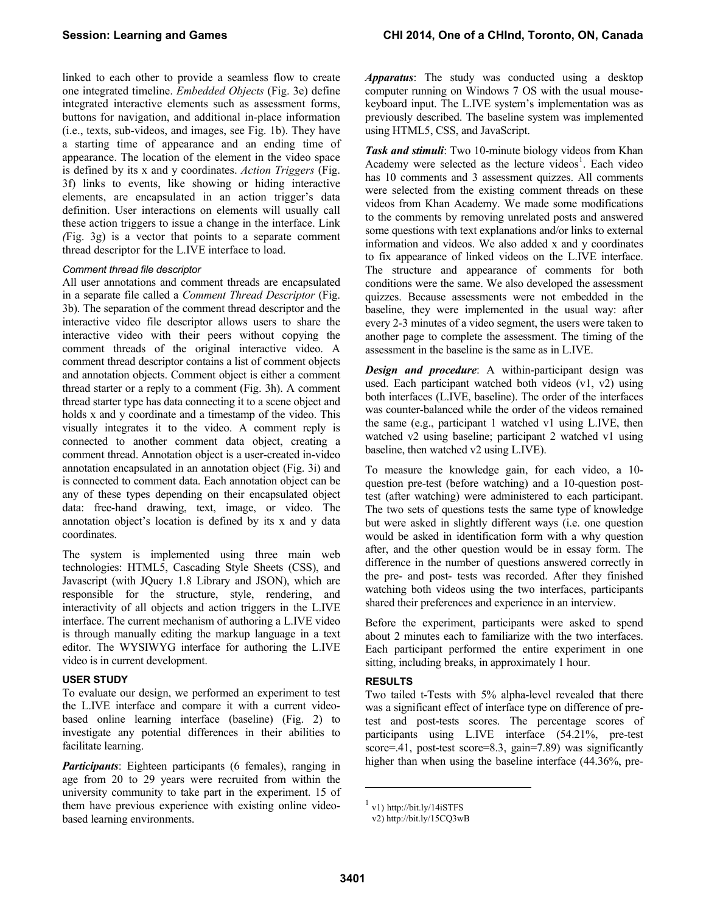linked to each other to provide a seamless flow to create one integrated timeline. *Embedded Objects* (Fig. 3e) define integrated interactive elements such as assessment forms, buttons for navigation, and additional in-place information (i.e., texts, sub-videos, and images, see Fig. 1b). They have a starting time of appearance and an ending time of appearance. The location of the element in the video space is defined by its x and y coordinates. *Action Triggers* (Fig. 3f) links to events, like showing or hiding interactive elements, are encapsulated in an action trigger's data definition. User interactions on elements will usually call these action triggers to issue a change in the interface. Link (Fig. 3g) is a vector that points to a separate comment thread descriptor for the L.IVE interface to load.

#### Comment thread file descriptor

All user annotations and comment threads are encapsulated in a separate file called a *Comment Thread Descriptor* (Fig. 3b). The separation of the comment thread descriptor and the interactive video file descriptor allows users to share the interactive video with their peers without copying the comment threads of the original interactive video. A comment thread descriptor contains a list of comment objects and annotation objects. Comment object is either a comment thread starter or a reply to a comment (Fig. 3h). A comment thread starter type has data connecting it to a scene object and holds x and y coordinate and a timestamp of the video. This visually integrates it to the video. A comment reply is connected to another comment data object, creating a comment thread. Annotation object is a user-created in-video annotation encapsulated in an annotation object (Fig. 3i) and is connected to comment data. Each annotation object can be any of these types depending on their encapsulated object data: free-hand drawing, text, image, or video. The annotation object's location is defined by its x and y data coordinates.

The system is implemented using three main web technologies: HTML5, Cascading Style Sheets (CSS), and Javascript (with JQuery 1.8 Library and JSON), which are responsible for the structure, style, rendering, and interactivity of all objects and action triggers in the L.IVE interface. The current mechanism of authoring a L.IVE video is through manually editing the markup language in a text editor. The WYSIWYG interface for authoring the L.IVE video is in current development.

## USER STUDY

To evaluate our design, we performed an experiment to test the L.IVE interface and compare it with a current video-based online learning interface (baseline) (Fig. 2) to investigate any potential differences in their abilities to facilitate learning.

***Participants***: Eighteen participants (6 females), ranging in age from 20 to 29 years were recruited from within the university community to take part in the experiment. 15 of them have previous experience with existing online video-based learning environments.

***Apparatus***: The study was conducted using a desktop computer running on Windows 7 OS with the usual mouse-keyboard input. The L.IVE system's implementation was as previously described. The baseline system was implemented using HTML5, CSS, and JavaScript.

***Task and stimuli***: Two 10-minute biology videos from Khan Academy were selected as the lecture videos[1]. Each video has 10 comments and 3 assessment quizzes. All comments were selected from the existing comment threads on these videos from Khan Academy. We made some modifications to the comments by removing unrelated posts and answered some questions with text explanations and/or links to external information and videos. We also added x and y coordinates to fix appearance of linked videos on the L.IVE interface. The structure and appearance of comments for both conditions were the same. We also developed the assessment quizzes. Because assessments were not embedded in the baseline, they were implemented in the usual way: after every 2-3 minutes of a video segment, the users were taken to another page to complete the assessment. The timing of the assessment in the baseline is the same as in L.IVE.

***Design and procedure***: A within-participant design was used. Each participant watched both videos (v1, v2) using both interfaces (L.IVE, baseline). The order of the interfaces was counter-balanced while the order of the videos remained the same (e.g., participant 1 watched v1 using L.IVE, then watched v2 using baseline; participant 2 watched v1 using baseline, then watched v2 using L.IVE).

To measure the knowledge gain, for each video, a 10-question pre-test (before watching) and a 10-question post-test (after watching) were administered to each participant. The two sets of questions tests the same type of knowledge but were asked in slightly different ways (i.e. one question would be asked in identification form with a why question after, and the other question would be in essay form. The difference in the number of questions answered correctly in the pre- and post- tests was recorded. After they finished watching both videos using the two interfaces, participants shared their preferences and experience in an interview.

Before the experiment, participants were asked to spend about 2 minutes each to familiarize with the two interfaces. Each participant performed the entire experiment in one sitting, including breaks, in approximately 1 hour.

## RESULTS

Two tailed t-Tests with 5% alpha-level revealed that there was a significant effect of interface type on difference of pre-test and post-tests scores. The percentage scores of participants using L.IVE interface (54.21%, pre-test score=.41, post-test score=8.3, gain=7.89) was significantly higher than when using the baseline interface (44.36%, pre-

[1] v1) http://bit.ly/14iSTFS
v2) http://bit.ly/15CQ3wB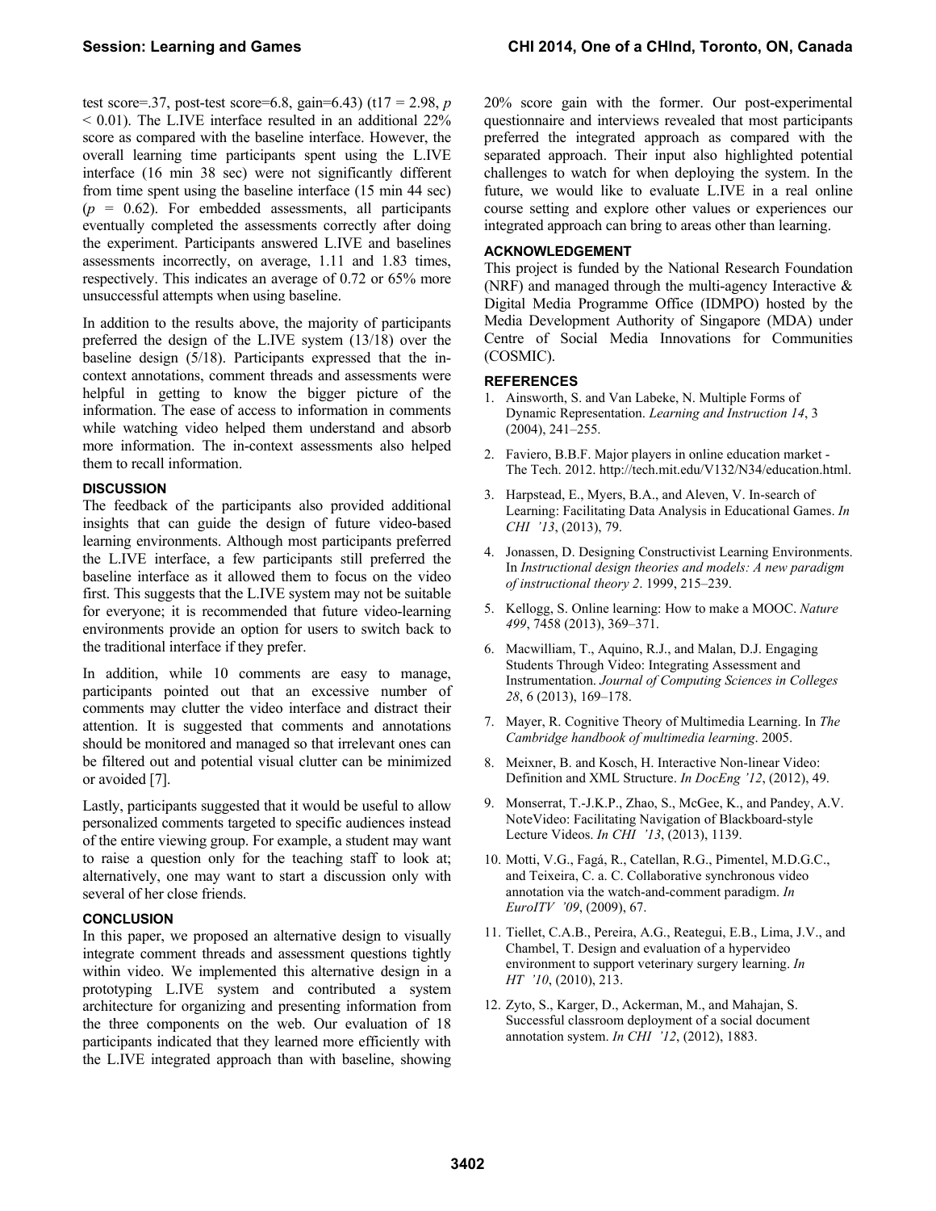test score=.37, post-test score=6.8, gain=6.43) ($t_{17} = 2.98$, $p < 0.01$). The L.IVE interface resulted in an additional 22% score as compared with the baseline interface. However, the overall learning time participants spent using the L.IVE interface (16 min 38 sec) were not significantly different from time spent using the baseline interface (15 min 44 sec) ($p = 0.62$). For embedded assessments, all participants eventually completed the assessments correctly after doing the experiment. Participants answered L.IVE and baselines assessments incorrectly, on average, 1.11 and 1.83 times, respectively. This indicates an average of 0.72 or 65% more unsuccessful attempts when using baseline.

In addition to the results above, the majority of participants preferred the design of the L.IVE system (13/18) over the baseline design (5/18). Participants expressed that the in-context annotations, comment threads and assessments were helpful in getting to know the bigger picture of the information. The ease of access to information in comments while watching video helped them understand and absorb more information. The in-context assessments also helped them to recall information.

### DISCUSSION

The feedback of the participants also provided additional insights that can guide the design of future video-based learning environments. Although most participants preferred the L.IVE interface, a few participants still preferred the baseline interface as it allowed them to focus on the video first. This suggests that the L.IVE system may not be suitable for everyone; it is recommended that future video-learning environments provide an option for users to switch back to the traditional interface if they prefer.

In addition, while 10 comments are easy to manage, participants pointed out that an excessive number of comments may clutter the video interface and distract their attention. It is suggested that comments and annotations should be monitored and managed so that irrelevant ones can be filtered out and potential visual clutter can be minimized or avoided [7].

Lastly, participants suggested that it would be useful to allow personalized comments targeted to specific audiences instead of the entire viewing group. For example, a student may want to raise a question only for the teaching staff to look at; alternatively, one may want to start a discussion only with several of her close friends.

### CONCLUSION

In this paper, we proposed an alternative design to visually integrate comment threads and assessment questions tightly within video. We implemented this alternative design in a prototyping L.IVE system and contributed a system architecture for organizing and presenting information from the three components on the web. Our evaluation of 18 participants indicated that they learned more efficiently with the L.IVE integrated approach than with baseline, showing 20% score gain with the former. Our post-experimental questionnaire and interviews revealed that most participants preferred the integrated approach as compared with the separated approach. Their input also highlighted potential challenges to watch for when deploying the system. In the future, we would like to evaluate L.IVE in a real online course setting and explore other values or experiences our integrated approach can bring to areas other than learning.

### ACKNOWLEDGEMENT

This project is funded by the National Research Foundation (NRF) and managed through the multi-agency Interactive & Digital Media Programme Office (IDMPO) hosted by the Media Development Authority of Singapore (MDA) under Centre of Social Media Innovations for Communities (COSMIC).

### REFERENCES

1. Ainsworth, S. and Van Labeke, N. Multiple Forms of Dynamic Representation. *Learning and Instruction 14*, 3 (2004), 241–255.
2. Faviero, B.B.F. Major players in online education market - The Tech. 2012. http://tech.mit.edu/V132/N34/education.html.
3. Harpstead, E., Myers, B.A., and Aleven, V. In-search of Learning: Facilitating Data Analysis in Educational Games. *In CHI '13*, (2013), 79.
4. Jonassen, D. Designing Constructivist Learning Environments. In *Instructional design theories and models: A new paradigm of instructional theory 2*. 1999, 215–239.
5. Kellogg, S. Online learning: How to make a MOOC. *Nature 499*, 7458 (2013), 369–371.
6. Macwilliam, T., Aquino, R.J., and Malan, D.J. Engaging Students Through Video: Integrating Assessment and Instrumentation. *Journal of Computing Sciences in Colleges 28*, 6 (2013), 169–178.
7. Mayer, R. Cognitive Theory of Multimedia Learning. In *The Cambridge handbook of multimedia learning*. 2005.
8. Meixner, B. and Kosch, H. Interactive Non-linear Video: Definition and XML Structure. *In DocEng '12*, (2012), 49.
9. Monserrat, T.-J.K.P., Zhao, S., McGee, K., and Pandey, A.V. NoteVideo: Facilitating Navigation of Blackboard-style Lecture Videos. *In CHI '13*, (2013), 1139.
10. Motti, V.G., Fagá, R., Catellan, R.G., Pimentel, M.D.G.C., and Teixeira, C. a. C. Collaborative synchronous video annotation via the watch-and-comment paradigm. *In EuroITV '09*, (2009), 67.
11. Tiellet, C.A.B., Pereira, A.G., Reategui, E.B., Lima, J.V., and Chambel, T. Design and evaluation of a hypervideo environment to support veterinary surgery learning. *In HT '10*, (2010), 213.
12. Zyto, S., Karger, D., Ackerman, M., and Mahajan, S. Successful classroom deployment of a social document annotation system. *In CHI '12*, (2012), 1883.